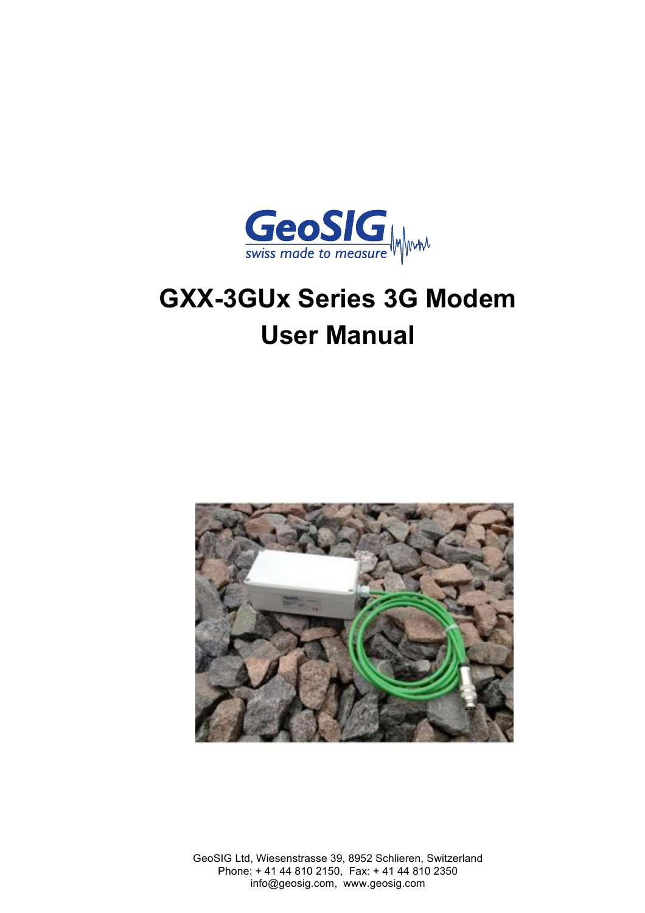GeoSIG
swiss made to measure

# GXX-3GUx Series 3G Modem User Manual

GeoSIG Ltd, Wiesenstrasse 39, 8952 Schlieren, Switzerland
Phone: + 41 44 810 2150, Fax: + 41 44 810 2350
info@geosig.com, www.geosig.com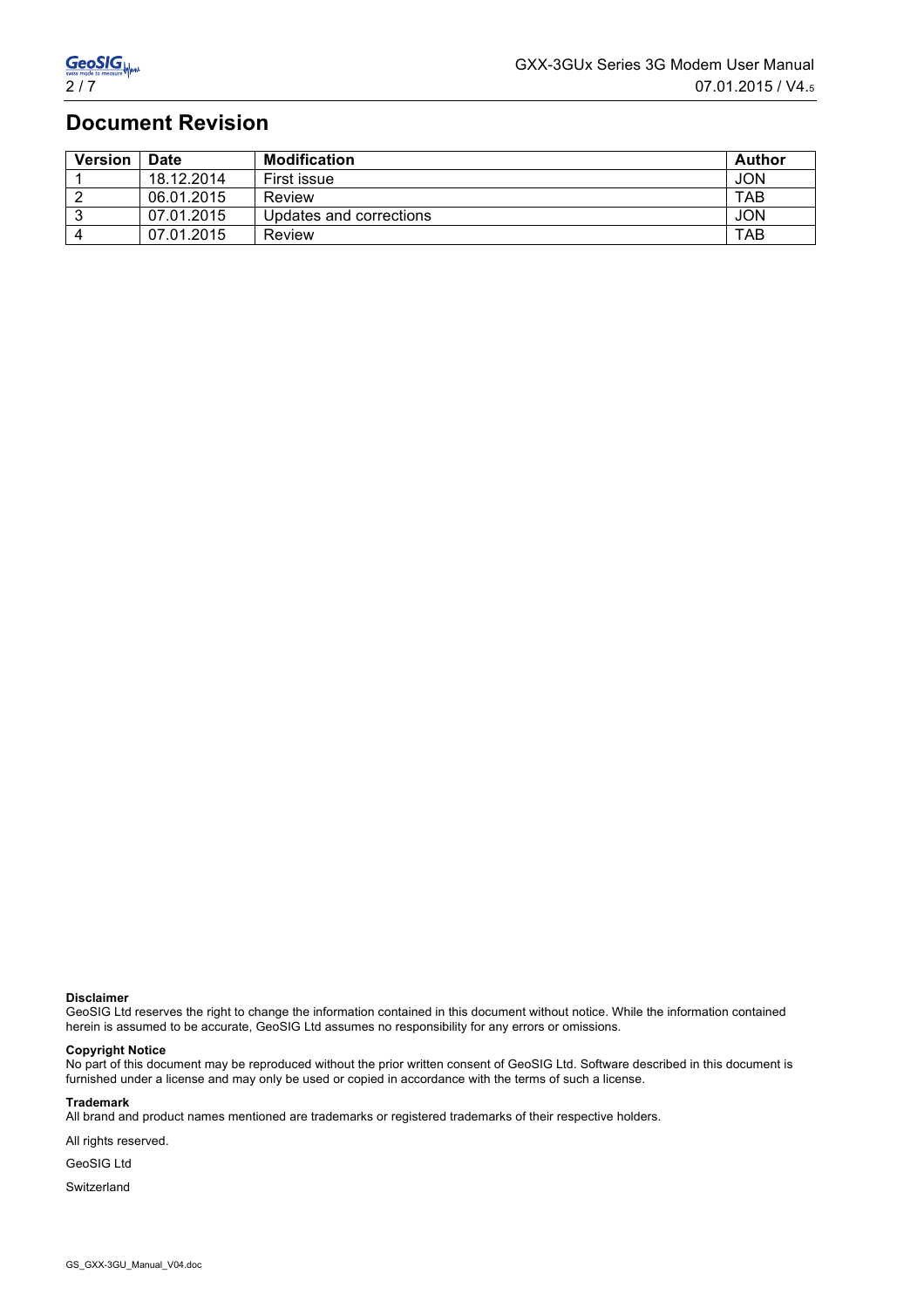# Document Revision

| Version | Date | Modification | Author |
| --- | --- | --- | --- |
| 1 | 18.12.2014 | First issue | JON |
| 2 | 06.01.2015 | Review | TAB |
| 3 | 07.01.2015 | Updates and corrections | JON |
| 4 | 07.01.2015 | Review | TAB |

**Disclaimer**
GeoSIG Ltd reserves the right to change the information contained in this document without notice. While the information contained herein is assumed to be accurate, GeoSIG Ltd assumes no responsibility for any errors or omissions.

**Copyright Notice**
No part of this document may be reproduced without the prior written consent of GeoSIG Ltd. Software described in this document is furnished under a license and may only be used or copied in accordance with the terms of such a license.

**Trademark**
All brand and product names mentioned are trademarks or registered trademarks of their respective holders.

All rights reserved.

GeoSIG Ltd

Switzerland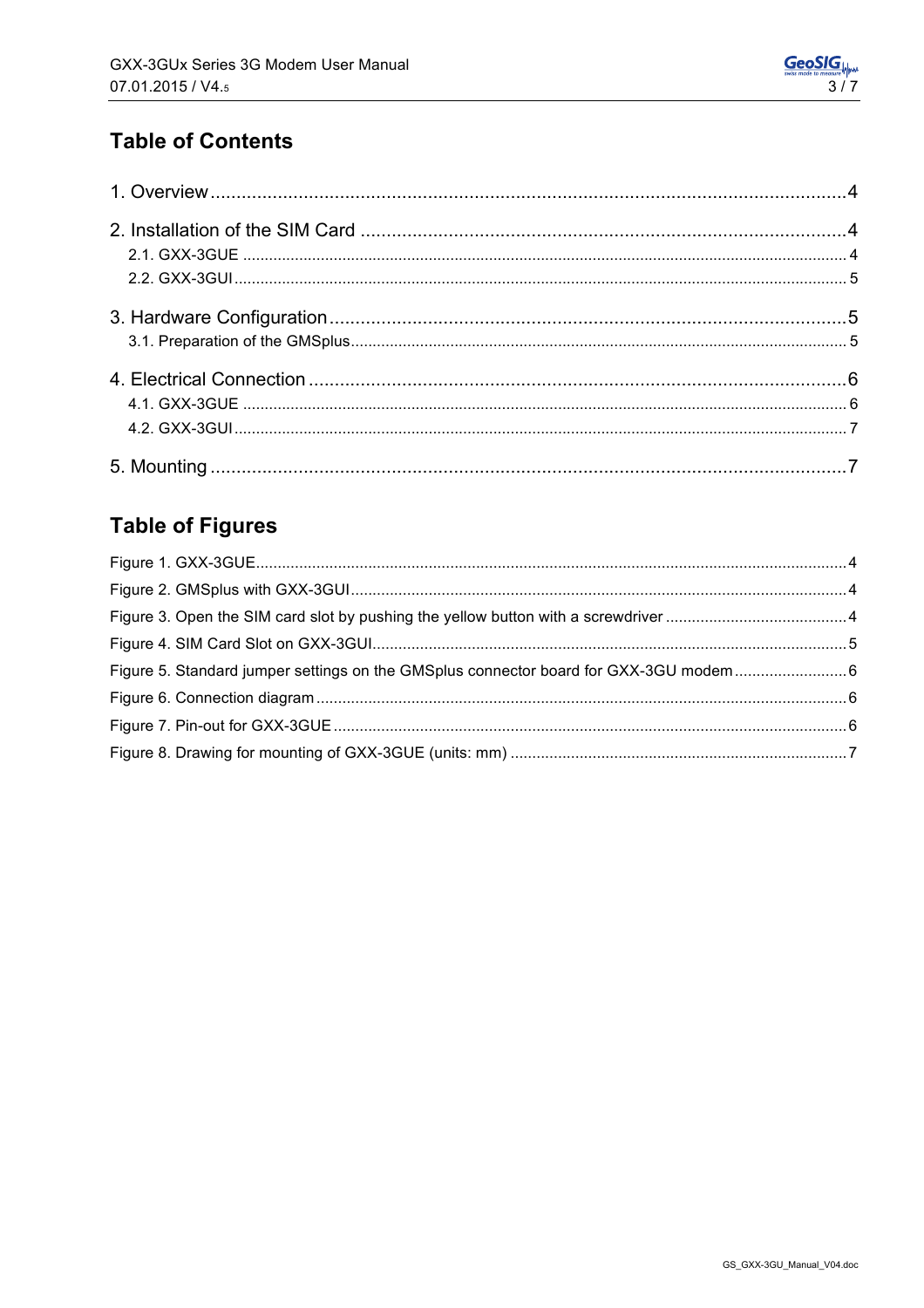## Table of Contents

1. Overview .......... 4

2. Installation of the SIM Card .......... 4
   - 2.1. GXX-3GUE .......... 4
   - 2.2. GXX-3GUI .......... 5

3. Hardware Configuration .......... 5
   - 3.1. Preparation of the GMSplus .......... 5

4. Electrical Connection .......... 6
   - 4.1. GXX-3GUE .......... 6
   - 4.2. GXX-3GUI .......... 7

5. Mounting .......... 7

## Table of Figures

Figure 1. GXX-3GUE .......... 4

Figure 2. GMSplus with GXX-3GUI .......... 4

Figure 3. Open the SIM card slot by pushing the yellow button with a screwdriver .......... 4

Figure 4. SIM Card Slot on GXX-3GUI .......... 5

Figure 5. Standard jumper settings on the GMSplus connector board for GXX-3GU modem .......... 6

Figure 6. Connection diagram .......... 6

Figure 7. Pin-out for GXX-3GUE .......... 6

Figure 8. Drawing for mounting of GXX-3GUE (units: mm) .......... 7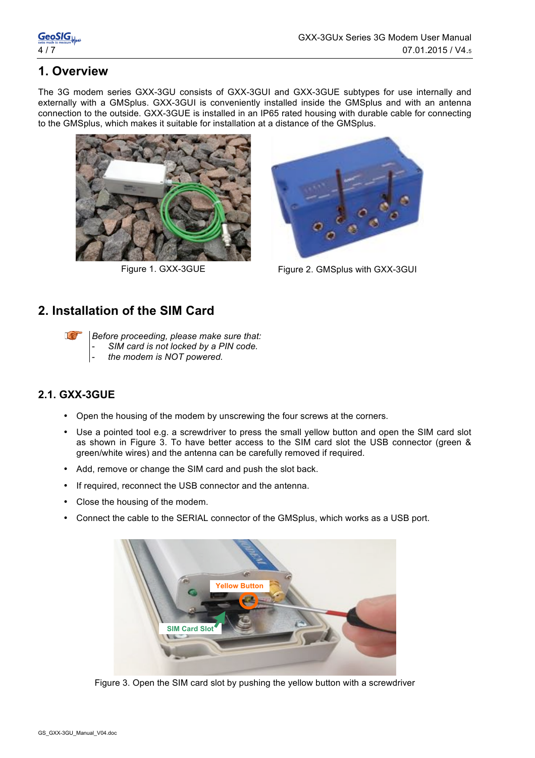# 1. Overview

The 3G modem series GXX-3GU consists of GXX-3GUI and GXX-3GUE subtypes for use internally and externally with a GMSplus. GXX-3GUI is conveniently installed inside the GMSplus and with an antenna connection to the outside. GXX-3GUE is installed in an IP65 rated housing with durable cable for connecting to the GMSplus, which makes it suitable for installation at a distance of the GMSplus.

Figure 1. GXX-3GUE

Figure 2. GMSplus with GXX-3GUI

# 2. Installation of the SIM Card

*Before proceeding, please make sure that:*
- *SIM card is not locked by a PIN code.*
- *the modem is NOT powered.*

## 2.1. GXX-3GUE

- Open the housing of the modem by unscrewing the four screws at the corners.
- Use a pointed tool e.g. a screwdriver to press the small yellow button and open the SIM card slot as shown in Figure 3. To have better access to the SIM card slot the USB connector (green & green/white wires) and the antenna can be carefully removed if required.
- Add, remove or change the SIM card and push the slot back.
- If required, reconnect the USB connector and the antenna.
- Close the housing of the modem.
- Connect the cable to the SERIAL connector of the GMSplus, which works as a USB port.

Figure 3. Open the SIM card slot by pushing the yellow button with a screwdriver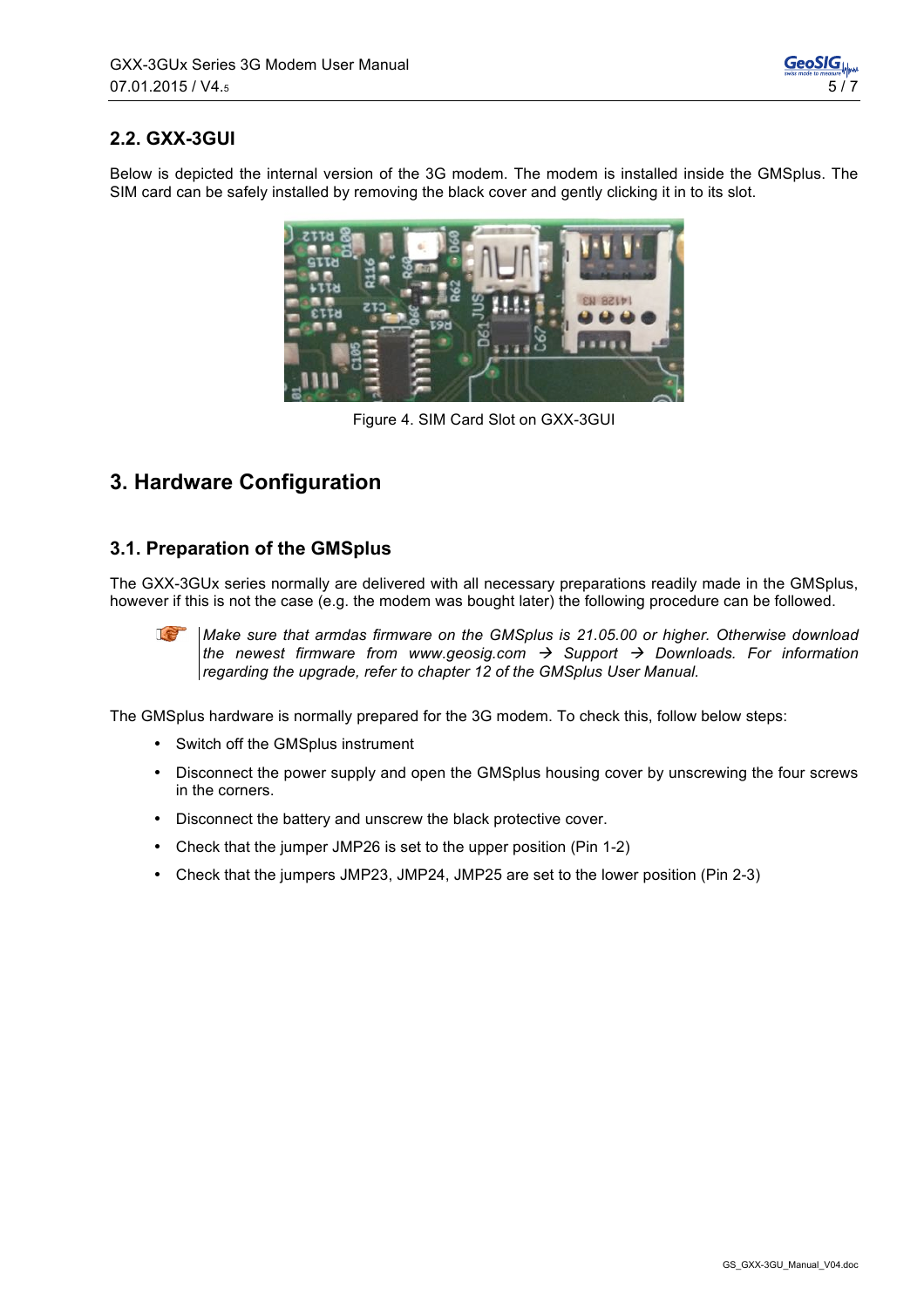## 2.2. GXX-3GUI

Below is depicted the internal version of the 3G modem. The modem is installed inside the GMSplus. The SIM card can be safely installed by removing the black cover and gently clicking it in to its slot.

Figure 4. SIM Card Slot on GXX-3GUI

# 3. Hardware Configuration

## 3.1. Preparation of the GMSplus

The GXX-3GUx series normally are delivered with all necessary preparations readily made in the GMSplus, however if this is not the case (e.g. the modem was bought later) the following procedure can be followed.

> *Make sure that armdas firmware on the GMSplus is 21.05.00 or higher. Otherwise download the newest firmware from www.geosig.com → Support → Downloads. For information regarding the upgrade, refer to chapter 12 of the GMSplus User Manual.*

The GMSplus hardware is normally prepared for the 3G modem. To check this, follow below steps:

- Switch off the GMSplus instrument
- Disconnect the power supply and open the GMSplus housing cover by unscrewing the four screws in the corners.
- Disconnect the battery and unscrew the black protective cover.
- Check that the jumper JMP26 is set to the upper position (Pin 1-2)
- Check that the jumpers JMP23, JMP24, JMP25 are set to the lower position (Pin 2-3)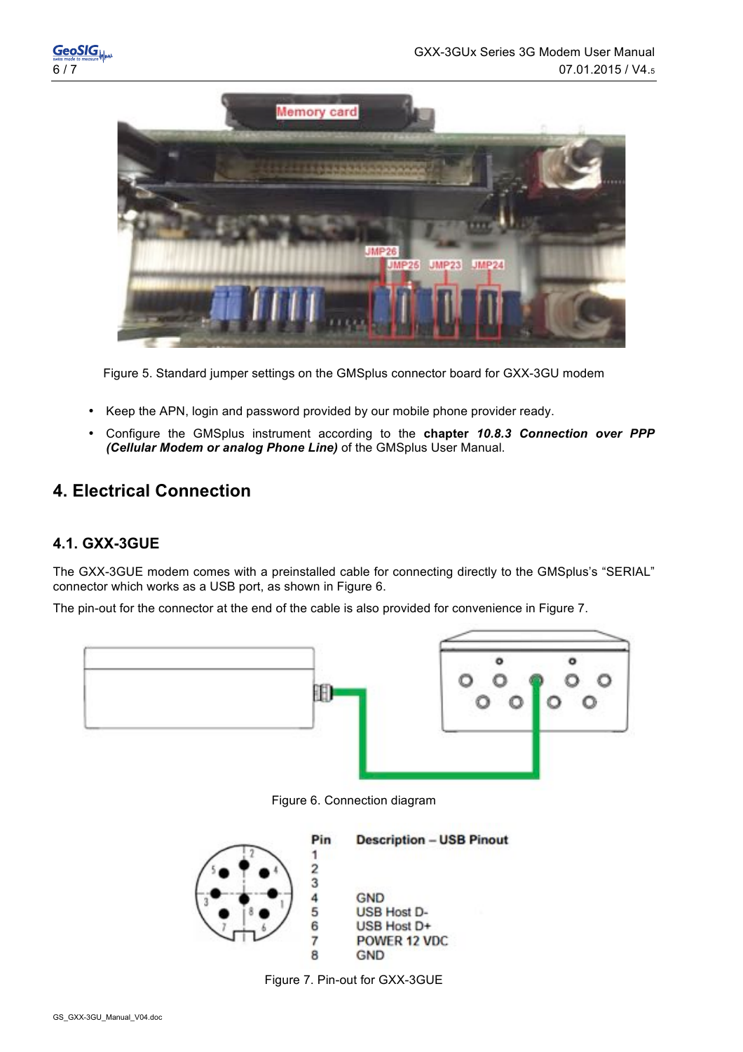Figure 5. Standard jumper settings on the GMSplus connector board for GXX-3GU modem

- Keep the APN, login and password provided by our mobile phone provider ready.
- Configure the GMSplus instrument according to the **chapter *10.8.3 Connection over PPP (Cellular Modem or analog Phone Line)*** of the GMSplus User Manual.

# 4. Electrical Connection

## 4.1. GXX-3GUE

The GXX-3GUE modem comes with a preinstalled cable for connecting directly to the GMSplus's "SERIAL" connector which works as a USB port, as shown in Figure 6.

The pin-out for the connector at the end of the cable is also provided for convenience in Figure 7.

Figure 6. Connection diagram

| Pin | Description – USB Pinout |
|---|---|
| 1 | |
| 2 | |
| 3 | |
| 4 | GND |
| 5 | USB Host D- |
| 6 | USB Host D+ |
| 7 | POWER 12 VDC |
| 8 | GND |

Figure 7. Pin-out for GXX-3GUE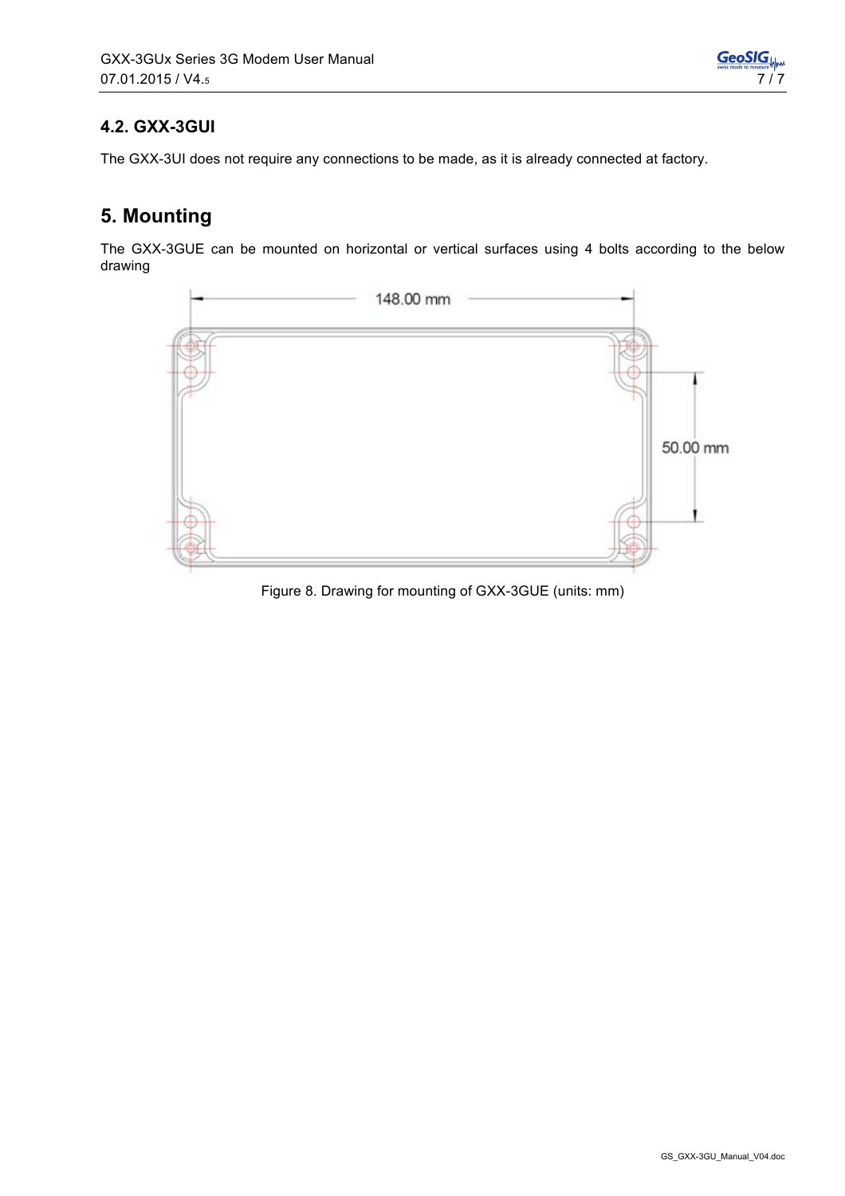### 4.2. GXX-3GUI

The GXX-3UI does not require any connections to be made, as it is already connected at factory.

## 5. Mounting

The GXX-3GUE can be mounted on horizontal or vertical surfaces using 4 bolts according to the below drawing

148.00 mm

50.00 mm

Figure 8. Drawing for mounting of GXX-3GUE (units: mm)